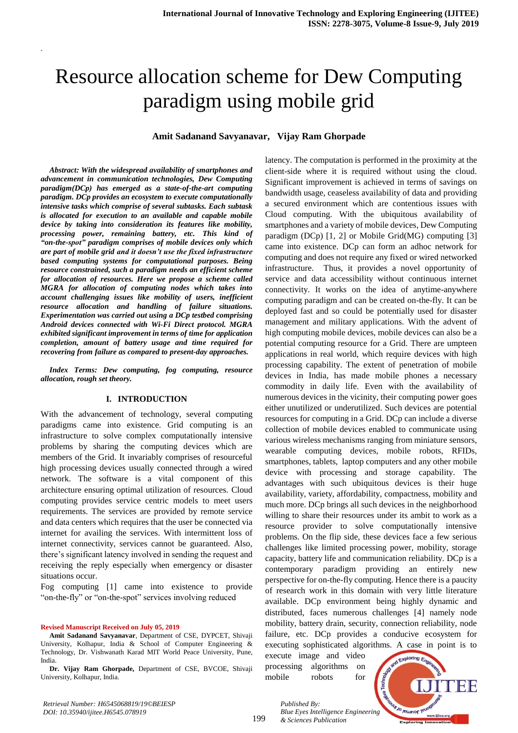# Resource allocation scheme for Dew Computing paradigm using mobile grid

**Amit Sadanand Savyanavar, Vijay Ram Ghorpade**

***Abstract: With the widespread availability of smartphones and advancement in communication technologies, Dew Computing paradigm(DCp) has emerged as a state-of-the-art computing paradigm. DCp provides an ecosystem to execute computationally intensive tasks which comprise of several subtasks. Each subtask is allocated for execution to an available and capable mobile device by taking into consideration its features like mobility, processing power, remaining battery, etc. This kind of "on-the-spot" paradigm comprises of mobile devices only which are part of mobile grid and it doesn't use the fixed infrastructure based computing systems for computational purposes. Being resource constrained, such a paradigm needs an efficient scheme for allocation of resources. Here we propose a scheme called MGRA for allocation of computing nodes which takes into account challenging issues like mobility of users, inefficient resource allocation and handling of failure situations. Experimentation was carried out using a DCp testbed comprising Android devices connected with Wi-Fi Direct protocol. MGRA exhibited significant improvement in terms of time for application completion, amount of battery usage and time required for recovering from failure as compared to present-day approaches.***

***Index Terms: Dew computing, fog computing, resource allocation, rough set theory.***

## I. INTRODUCTION

With the advancement of technology, several computing paradigms came into existence. Grid computing is an infrastructure to solve complex computationally intensive problems by sharing the computing devices which are members of the Grid. It invariably comprises of resourceful high processing devices usually connected through a wired network. The software is a vital component of this architecture ensuring optimal utilization of resources. Cloud computing provides service centric models to meet users requirements. The services are provided by remote service and data centers which requires that the user be connected via internet for availing the services. With intermittent loss of internet connectivity, services cannot be guaranteed. Also, there's significant latency involved in sending the request and receiving the reply especially when emergency or disaster situations occur.

Fog computing [1] came into existence to provide "on-the-fly" or "on-the-spot" services involving reduced latency. The computation is performed in the proximity at the client-side where it is required without using the cloud. Significant improvement is achieved in terms of savings on bandwidth usage, ceaseless availability of data and providing a secured environment which are contentious issues with Cloud computing. With the ubiquitous availability of smartphones and a variety of mobile devices, Dew Computing paradigm (DCp) [1, 2] or Mobile Grid(MG) computing [3] came into existence. DCp can form an adhoc network for computing and does not require any fixed or wired networked infrastructure. Thus, it provides a novel opportunity of service and data accessibility without continuous internet connectivity. It works on the idea of anytime-anywhere computing paradigm and can be created on-the-fly. It can be deployed fast and so could be potentially used for disaster management and military applications. With the advent of high computing mobile devices, mobile devices can also be a potential computing resource for a Grid. There are umpteen applications in real world, which require devices with high processing capability. The extent of penetration of mobile devices in India, has made mobile phones a necessary commodity in daily life. Even with the availability of numerous devices in the vicinity, their computing power goes either unutilized or underutilized. Such devices are potential resources for computing in a Grid. DCp can include a diverse collection of mobile devices enabled to communicate using various wireless mechanisms ranging from miniature sensors, wearable computing devices, mobile robots, RFIDs, smartphones, tablets, laptop computers and any other mobile device with processing and storage capability. The advantages with such ubiquitous devices is their huge availability, variety, affordability, compactness, mobility and much more. DCp brings all such devices in the neighborhood willing to share their resources under its ambit to work as a resource provider to solve computationally intensive problems. On the flip side, these devices face a few serious challenges like limited processing power, mobility, storage capacity, battery life and communication reliability. DCp is a contemporary paradigm providing an entirely new perspective for on-the-fly computing. Hence there is a paucity of research work in this domain with very little literature available. DCp environment being highly dynamic and distributed, faces numerous challenges [4] namely node mobility, battery drain, security, connection reliability, node failure, etc. DCp provides a conducive ecosystem for executing sophisticated algorithms. A case in point is to execute image and video processing algorithms on mobile robots for

**Revised Manuscript Received on July 05, 2019**

**Amit Sadanand Savyanavar**, Department of CSE, DYPCET, Shivaji University, Kolhapur, India & School of Computer Engineering & Technology, Dr. Vishwanath Karad MIT World Peace University, Pune, India.

**Dr. Vijay Ram Ghorpade,** Department of CSE, BVCOE, Shivaji University, Kolhapur, India.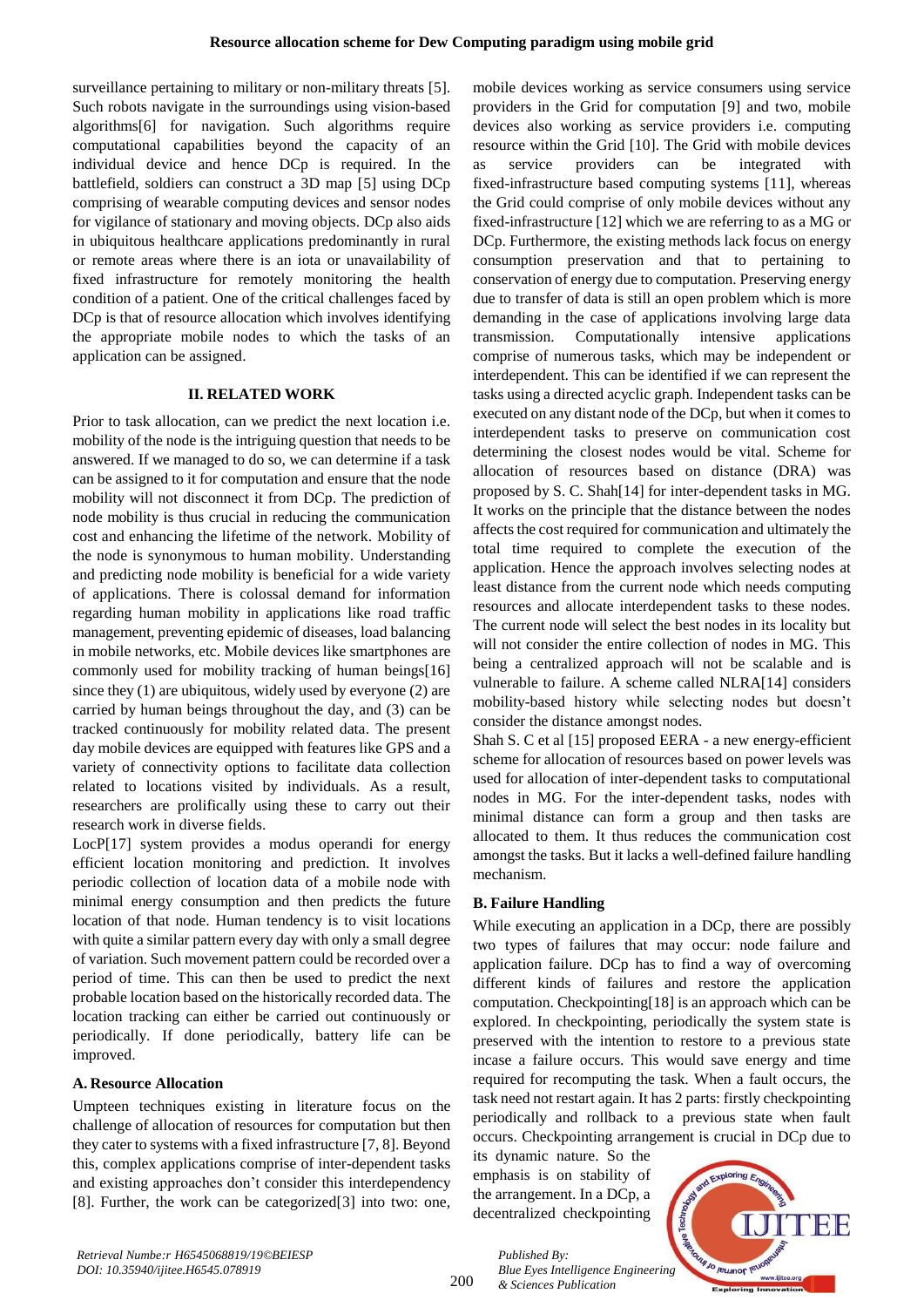surveillance pertaining to military or non-military threats [5]. Such robots navigate in the surroundings using vision-based algorithms[6] for navigation. Such algorithms require computational capabilities beyond the capacity of an individual device and hence DCp is required. In the battlefield, soldiers can construct a 3D map [5] using DCp comprising of wearable computing devices and sensor nodes for vigilance of stationary and moving objects. DCp also aids in ubiquitous healthcare applications predominantly in rural or remote areas where there is an iota or unavailability of fixed infrastructure for remotely monitoring the health condition of a patient. One of the critical challenges faced by DCp is that of resource allocation which involves identifying the appropriate mobile nodes to which the tasks of an application can be assigned.

## II. RELATED WORK

Prior to task allocation, can we predict the next location i.e. mobility of the node is the intriguing question that needs to be answered. If we managed to do so, we can determine if a task can be assigned to it for computation and ensure that the node mobility will not disconnect it from DCp. The prediction of node mobility is thus crucial in reducing the communication cost and enhancing the lifetime of the network. Mobility of the node is synonymous to human mobility. Understanding and predicting node mobility is beneficial for a wide variety of applications. There is colossal demand for information regarding human mobility in applications like road traffic management, preventing epidemic of diseases, load balancing in mobile networks, etc. Mobile devices like smartphones are commonly used for mobility tracking of human beings[16] since they (1) are ubiquitous, widely used by everyone (2) are carried by human beings throughout the day, and (3) can be tracked continuously for mobility related data. The present day mobile devices are equipped with features like GPS and a variety of connectivity options to facilitate data collection related to locations visited by individuals. As a result, researchers are prolifically using these to carry out their research work in diverse fields.

LocP[17] system provides a modus operandi for energy efficient location monitoring and prediction. It involves periodic collection of location data of a mobile node with minimal energy consumption and then predicts the future location of that node. Human tendency is to visit locations with quite a similar pattern every day with only a small degree of variation. Such movement pattern could be recorded over a period of time. This can then be used to predict the next probable location based on the historically recorded data. The location tracking can either be carried out continuously or periodically. If done periodically, battery life can be improved.

### A. Resource Allocation

Umpteen techniques existing in literature focus on the challenge of allocation of resources for computation but then they cater to systems with a fixed infrastructure [7, 8]. Beyond this, complex applications comprise of inter-dependent tasks and existing approaches don't consider this interdependency [8]. Further, the work can be categorized[3] into two: one, mobile devices working as service consumers using service providers in the Grid for computation [9] and two, mobile devices also working as service providers i.e. computing resource within the Grid [10]. The Grid with mobile devices as service providers can be integrated with fixed-infrastructure based computing systems [11], whereas the Grid could comprise of only mobile devices without any fixed-infrastructure [12] which we are referring to as a MG or DCp. Furthermore, the existing methods lack focus on energy consumption preservation and that to pertaining to conservation of energy due to computation. Preserving energy due to transfer of data is still an open problem which is more demanding in the case of applications involving large data transmission. Computationally intensive applications comprise of numerous tasks, which may be independent or interdependent. This can be identified if we can represent the tasks using a directed acyclic graph. Independent tasks can be executed on any distant node of the DCp, but when it comes to interdependent tasks to preserve on communication cost determining the closest nodes would be vital. Scheme for allocation of resources based on distance (DRA) was proposed by S. C. Shah[14] for inter-dependent tasks in MG. It works on the principle that the distance between the nodes affects the cost required for communication and ultimately the total time required to complete the execution of the application. Hence the approach involves selecting nodes at least distance from the current node which needs computing resources and allocate interdependent tasks to these nodes. The current node will select the best nodes in its locality but will not consider the entire collection of nodes in MG. This being a centralized approach will not be scalable and is vulnerable to failure. A scheme called NLRA[14] considers mobility-based history while selecting nodes but doesn't consider the distance amongst nodes.

Shah S. C et al [15] proposed EERA - a new energy-efficient scheme for allocation of resources based on power levels was used for allocation of inter-dependent tasks to computational nodes in MG. For the inter-dependent tasks, nodes with minimal distance can form a group and then tasks are allocated to them. It thus reduces the communication cost amongst the tasks. But it lacks a well-defined failure handling mechanism.

### B. Failure Handling

While executing an application in a DCp, there are possibly two types of failures that may occur: node failure and application failure. DCp has to find a way of overcoming different kinds of failures and restore the application computation. Checkpointing[18] is an approach which can be explored. In checkpointing, periodically the system state is preserved with the intention to restore to a previous state incase a failure occurs. This would save energy and time required for recomputing the task. When a fault occurs, the task need not restart again. It has 2 parts: firstly checkpointing periodically and rollback to a previous state when fault occurs. Checkpointing arrangement is crucial in DCp due to its dynamic nature. So the emphasis is on stability of the arrangement. In a DCp, a decentralized checkpointing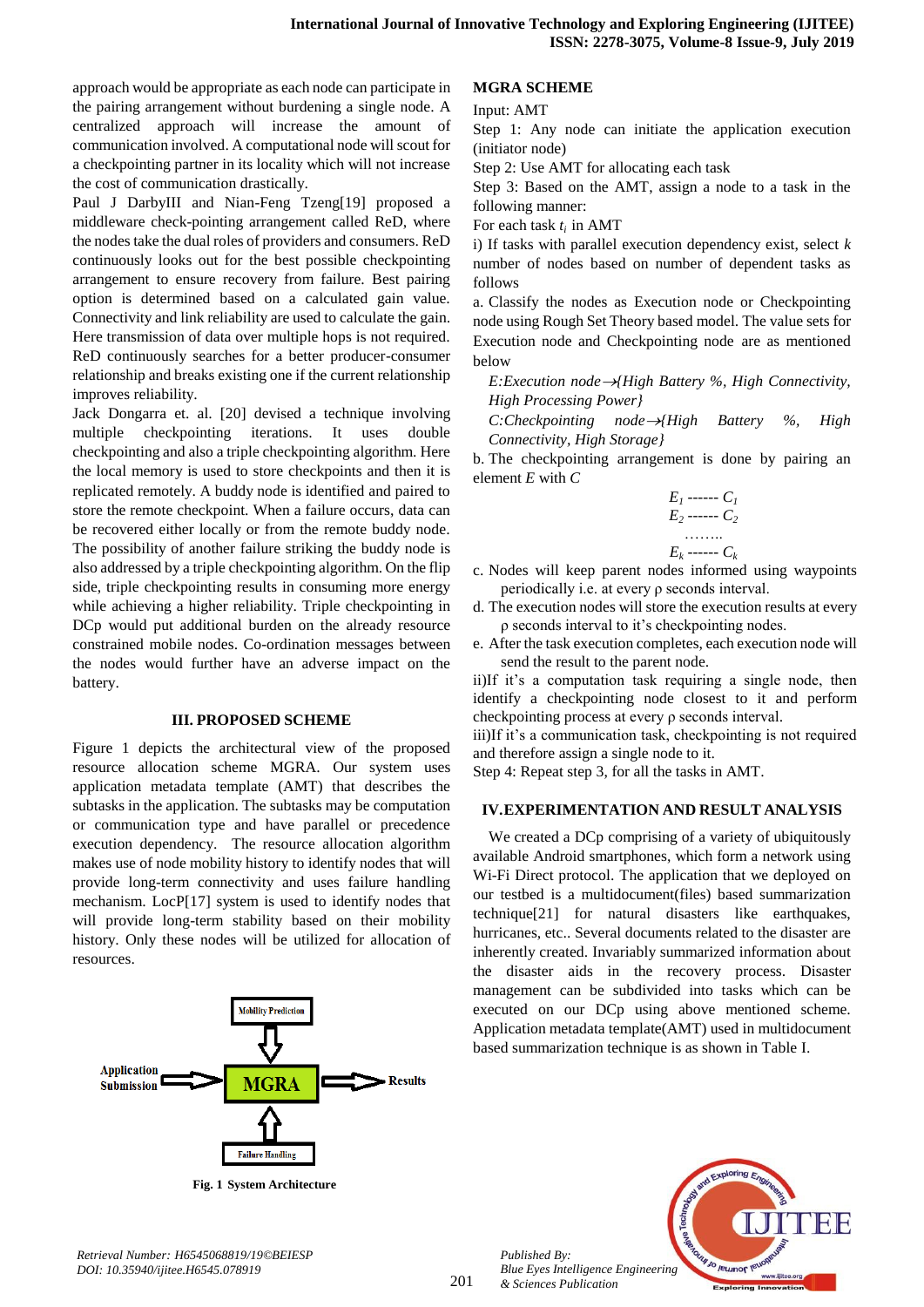approach would be appropriate as each node can participate in the pairing arrangement without burdening a single node. A centralized approach will increase the amount of communication involved. A computational node will scout for a checkpointing partner in its locality which will not increase the cost of communication drastically.

Paul J DarbyIII and Nian-Feng Tzeng[19] proposed a middleware check-pointing arrangement called ReD, where the nodes take the dual roles of providers and consumers. ReD continuously looks out for the best possible checkpointing arrangement to ensure recovery from failure. Best pairing option is determined based on a calculated gain value. Connectivity and link reliability are used to calculate the gain. Here transmission of data over multiple hops is not required. ReD continuously searches for a better producer-consumer relationship and breaks existing one if the current relationship improves reliability.

Jack Dongarra et. al. [20] devised a technique involving multiple checkpointing iterations. It uses double checkpointing and also a triple checkpointing algorithm. Here the local memory is used to store checkpoints and then it is replicated remotely. A buddy node is identified and paired to store the remote checkpoint. When a failure occurs, data can be recovered either locally or from the remote buddy node. The possibility of another failure striking the buddy node is also addressed by a triple checkpointing algorithm. On the flip side, triple checkpointing results in consuming more energy while achieving a higher reliability. Triple checkpointing in DCp would put additional burden on the already resource constrained mobile nodes. Co-ordination messages between the nodes would further have an adverse impact on the battery.

## III. PROPOSED SCHEME

Figure 1 depicts the architectural view of the proposed resource allocation scheme MGRA. Our system uses application metadata template (AMT) that describes the subtasks in the application. The subtasks may be computation or communication type and have parallel or precedence execution dependency. The resource allocation algorithm makes use of node mobility history to identify nodes that will provide long-term connectivity and uses failure handling mechanism. LocP[17] system is used to identify nodes that will provide long-term stability based on their mobility history. Only these nodes will be utilized for allocation of resources.

Mobility Prediction

Application Submission → MGRA → Results

Failure Handling

**Fig. 1 System Architecture**

**MGRA SCHEME**

Input: AMT

Step 1: Any node can initiate the application execution (initiator node)

Step 2: Use AMT for allocating each task

Step 3: Based on the AMT, assign a node to a task in the following manner:

For each task $t_i$ in AMT

i) If tasks with parallel execution dependency exist, select $k$ number of nodes based on number of dependent tasks as follows

a. Classify the nodes as Execution node or Checkpointing node using Rough Set Theory based model. The value sets for Execution node and Checkpointing node are as mentioned below

*E:Execution node→{High Battery %, High Connectivity, High Processing Power}*

*C:Checkpointing node→{High Battery %, High Connectivity, High Storage}*

b. The checkpointing arrangement is done by pairing an element *E* with *C*

$$E_1 \text{ ------ } C_1$$
$$E_2 \text{ ------ } C_2$$
$$\ldots\ldots\ldots$$
$$E_k \text{ ------ } C_k$$

c. Nodes will keep parent nodes informed using waypoints periodically i.e. at every ρ seconds interval.

d. The execution nodes will store the execution results at every ρ seconds interval to it's checkpointing nodes.

e. After the task execution completes, each execution node will send the result to the parent node.

ii)If it's a computation task requiring a single node, then identify a checkpointing node closest to it and perform checkpointing process at every ρ seconds interval.

iii)If it's a communication task, checkpointing is not required and therefore assign a single node to it.

Step 4: Repeat step 3, for all the tasks in AMT.

## IV.EXPERIMENTATION AND RESULT ANALYSIS

We created a DCp comprising of a variety of ubiquitously available Android smartphones, which form a network using Wi-Fi Direct protocol. The application that we deployed on our testbed is a multidocument(files) based summarization technique[21] for natural disasters like earthquakes, hurricanes, etc.. Several documents related to the disaster are inherently created. Invariably summarized information about the disaster aids in the recovery process. Disaster management can be subdivided into tasks which can be executed on our DCp using above mentioned scheme. Application metadata template(AMT) used in multidocument based summarization technique is as shown in Table I.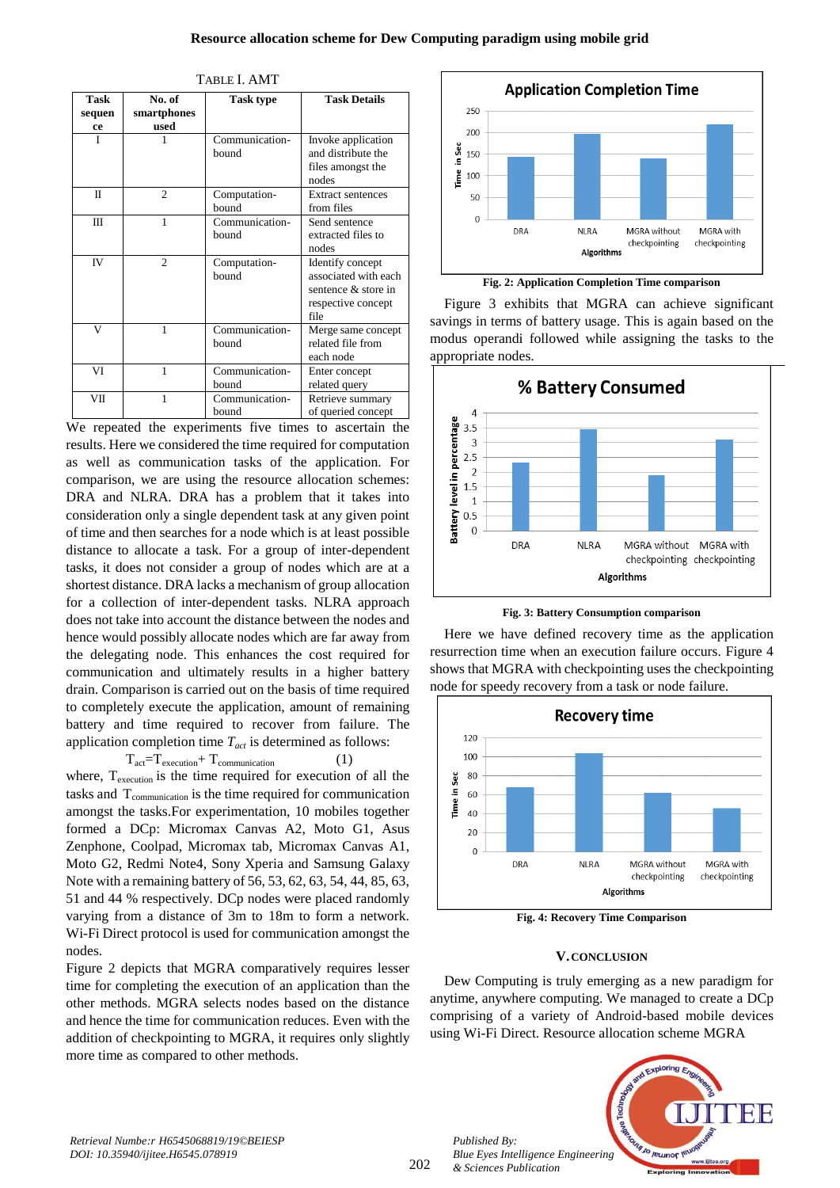TABLE I. AMT

| Task sequence | No. of smartphones used | Task type | Task Details |
|---|---|---|---|
| I | 1 | Communication-bound | Invoke application and distribute the files amongst the nodes |
| II | 2 | Computation-bound | Extract sentences from files |
| III | 1 | Communication-bound | Send sentence extracted files to nodes |
| IV | 2 | Computation-bound | Identify concept associated with each sentence & store in respective concept file |
| V | 1 | Communication-bound | Merge same concept related file from each node |
| VI | 1 | Communication-bound | Enter concept related query |
| VII | 1 | Communication-bound | Retrieve summary of queried concept |

We repeated the experiments five times to ascertain the results. Here we considered the time required for computation as well as communication tasks of the application. For comparison, we are using the resource allocation schemes: DRA and NLRA. DRA has a problem that it takes into consideration only a single dependent task at any given point of time and then searches for a node which is at least possible distance to allocate a task. For a group of inter-dependent tasks, it does not consider a group of nodes which are at a shortest distance. DRA lacks a mechanism of group allocation for a collection of inter-dependent tasks. NLRA approach does not take into account the distance between the nodes and hence would possibly allocate nodes which are far away from the delegating node. This enhances the cost required for communication and ultimately results in a higher battery drain. Comparison is carried out on the basis of time required to completely execute the application, amount of remaining battery and time required to recover from failure. The application completion time $T_{act}$ is determined as follows:

$$T_{act} = T_{execution} + T_{communication} \quad (1)$$

where, $T_{execution}$ is the time required for execution of all the tasks and $T_{communication}$ is the time required for communication amongst the tasks.For experimentation, 10 mobiles together formed a DCp: Micromax Canvas A2, Moto G1, Asus Zenphone, Coolpad, Micromax tab, Micromax Canvas A1, Moto G2, Redmi Note4, Sony Xperia and Samsung Galaxy Note with a remaining battery of 56, 53, 62, 63, 54, 44, 85, 63, 51 and 44 % respectively. DCp nodes were placed randomly varying from a distance of 3m to 18m to form a network. Wi-Fi Direct protocol is used for communication amongst the nodes.

Figure 2 depicts that MGRA comparatively requires lesser time for completing the execution of an application than the other methods. MGRA selects nodes based on the distance and hence the time for communication reduces. Even with the addition of checkpointing to MGRA, it requires only slightly more time as compared to other methods.

**Fig. 2: Application Completion Time comparison**

Figure 3 exhibits that MGRA can achieve significant savings in terms of battery usage. This is again based on the modus operandi followed while assigning the tasks to the appropriate nodes.

**Fig. 3: Battery Consumption comparison**

Here we have defined recovery time as the application resurrection time when an execution failure occurs. Figure 4 shows that MGRA with checkpointing uses the checkpointing node for speedy recovery from a task or node failure.

**Fig. 4: Recovery Time Comparison**

## V. CONCLUSION

Dew Computing is truly emerging as a new paradigm for anytime, anywhere computing. We managed to create a DCp comprising of a variety of Android-based mobile devices using Wi-Fi Direct. Resource allocation scheme MGRA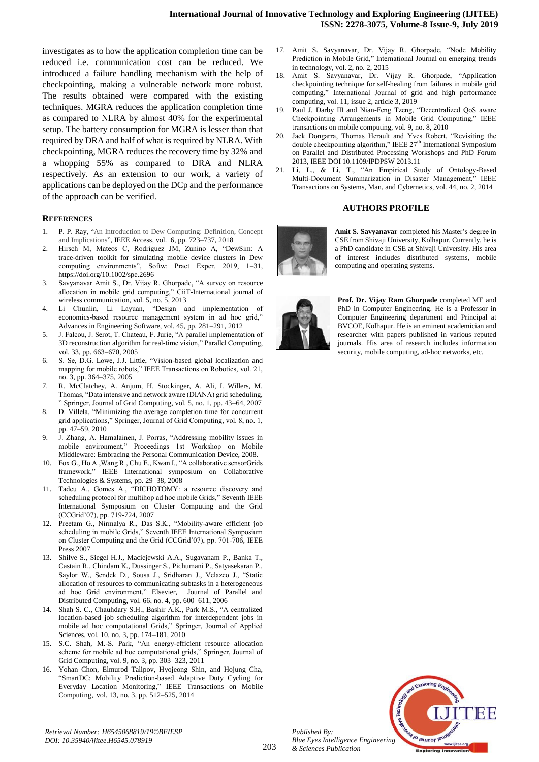investigates as to how the application completion time can be reduced i.e. communication cost can be reduced. We introduced a failure handling mechanism with the help of checkpointing, making a vulnerable network more robust. The results obtained were compared with the existing techniques. MGRA reduces the application completion time as compared to NLRA by almost 40% for the experimental setup. The battery consumption for MGRA is lesser than that required by DRA and half of what is required by NLRA. With checkpointing, MGRA reduces the recovery time by 32% and a whopping 55% as compared to DRA and NLRA respectively. As an extension to our work, a variety of applications can be deployed on the DCp and the performance of the approach can be verified.

## REFERENCES

1. P. P. Ray, "An Introduction to Dew Computing: Definition, Concept and Implications", IEEE Access, vol. 6, pp. 723–737, 2018
2. Hirsch M, Mateos C, Rodriguez JM, Zunino A, "DewSim: A trace-driven toolkit for simulating mobile device clusters in Dew computing environments", Softw: Pract Exper. 2019, 1–31, https://doi.org/10.1002/spe.2696
3. Savyanavar Amit S., Dr. Vijay R. Ghorpade, "A survey on resource allocation in mobile grid computing," CiiT-International journal of wireless communication, vol. 5, no. 5, 2013
4. Li Chunlin, Li Layuan, "Design and implementation of economics-based resource management system in ad hoc grid," Advances in Engineering Software, vol. 45, pp. 281–291, 2012
5. J. Falcou, J. Serot, T. Chateau, F. Jurie, "A parallel implementation of 3D reconstruction algorithm for real-time vision," Parallel Computing, vol. 33, pp. 663–670, 2005
6. S. Se, D.G. Lowe, J.J. Little, "Vision-based global localization and mapping for mobile robots," IEEE Transactions on Robotics, vol. 21, no. 3, pp. 364–375, 2005
7. R. McClatchey, A. Anjum, H. Stockinger, A. Ali, I. Willers, M. Thomas, "Data intensive and network aware (DIANA) grid scheduling, " Springer, Journal of Grid Computing, vol. 5, no. 1, pp. 43–64, 2007
8. D. Villela, "Minimizing the average completion time for concurrent grid applications," Springer, Journal of Grid Computing, vol. 8, no. 1, pp. 47–59, 2010
9. J. Zhang, A. Hamalainen, J. Porras, "Addressing mobility issues in mobile environment," Proceedings 1st Workshop on Mobile Middleware: Embracing the Personal Communication Device, 2008.
10. Fox G., Ho A.,Wang R., Chu E., Kwan I., "A collaborative sensorGrids framework," IEEE International symposium on Collaborative Technologies & Systems, pp. 29–38, 2008
11. Tadeu A., Gomes A., "DICHOTOMY: a resource discovery and scheduling protocol for multihop ad hoc mobile Grids," Seventh IEEE International Symposium on Cluster Computing and the Grid (CCGrid'07), pp. 719-724, 2007
12. Preetam G., Nirmalya R., Das S.K., "Mobility-aware efficient job scheduling in mobile Grids," Seventh IEEE International Symposium on Cluster Computing and the Grid (CCGrid'07), pp. 701-706, IEEE Press 2007
13. Shilve S., Siegel H.J., Maciejewski A.A., Sugavanam P., Banka T., Castain R., Chindam K., Dussinger S., Pichumani P., Satyasekaran P., Saylor W., Sendek D., Sousa J., Sridharan J., Velazco J., "Static allocation of resources to communicating subtasks in a heterogeneous ad hoc Grid environment," Elsevier, Journal of Parallel and Distributed Computing, vol. 66, no. 4, pp. 600–611, 2006
14. Shah S. C., Chauhdary S.H., Bashir A.K., Park M.S., "A centralized location-based job scheduling algorithm for interdependent jobs in mobile ad hoc computational Grids," Springer, Journal of Applied Sciences, vol. 10, no. 3, pp. 174–181, 2010
15. S.C. Shah, M.-S. Park, "An energy-efficient resource allocation scheme for mobile ad hoc computational grids," Springer, Journal of Grid Computing, vol. 9, no. 3, pp. 303–323, 2011
16. Yohan Chon, Elmurod Talipov, Hyojeong Shin, and Hojung Cha, "SmartDC: Mobility Prediction-based Adaptive Duty Cycling for Everyday Location Monitoring," IEEE Transactions on Mobile Computing, vol. 13, no. 3, pp. 512–525, 2014
17. Amit S. Savyanavar, Dr. Vijay R. Ghorpade, "Node Mobility Prediction in Mobile Grid," International Journal on emerging trends in technology, vol. 2, no. 2, 2015
18. Amit S. Savyanavar, Dr. Vijay R. Ghorpade, "Application checkpointing technique for self-healing from failures in mobile grid computing," International Journal of grid and high performance computing, vol. 11, issue 2, article 3, 2019
19. Paul J. Darby III and Nian-Feng Tzeng, "Decentralized QoS aware Checkpointing Arrangements in Mobile Grid Computing," IEEE transactions on mobile computing, vol. 9, no. 8, 2010
20. Jack Dongarra, Thomas Herault and Yves Robert, "Revisiting the double checkpointing algorithm," IEEE 27th International Symposium on Parallel and Distributed Processing Workshops and PhD Forum 2013, IEEE DOI 10.1109/IPDPSW 2013.11
21. Li, L., & Li, T., "An Empirical Study of Ontology-Based Multi-Document Summarization in Disaster Management," IEEE Transactions on Systems, Man, and Cybernetics, vol. 44, no. 2, 2014

## AUTHORS PROFILE

**Amit S. Savyanavar** completed his Master's degree in CSE from Shivaji University, Kolhapur. Currently, he is a PhD candidate in CSE at Shivaji University. His area of interest includes distributed systems, mobile computing and operating systems.

**Prof. Dr. Vijay Ram Ghorpade** completed ME and PhD in Computer Engineering. He is a Professor in Computer Engineering department and Principal at BVCOE, Kolhapur. He is an eminent academician and researcher with papers published in various reputed journals. His area of research includes information security, mobile computing, ad-hoc networks, etc.